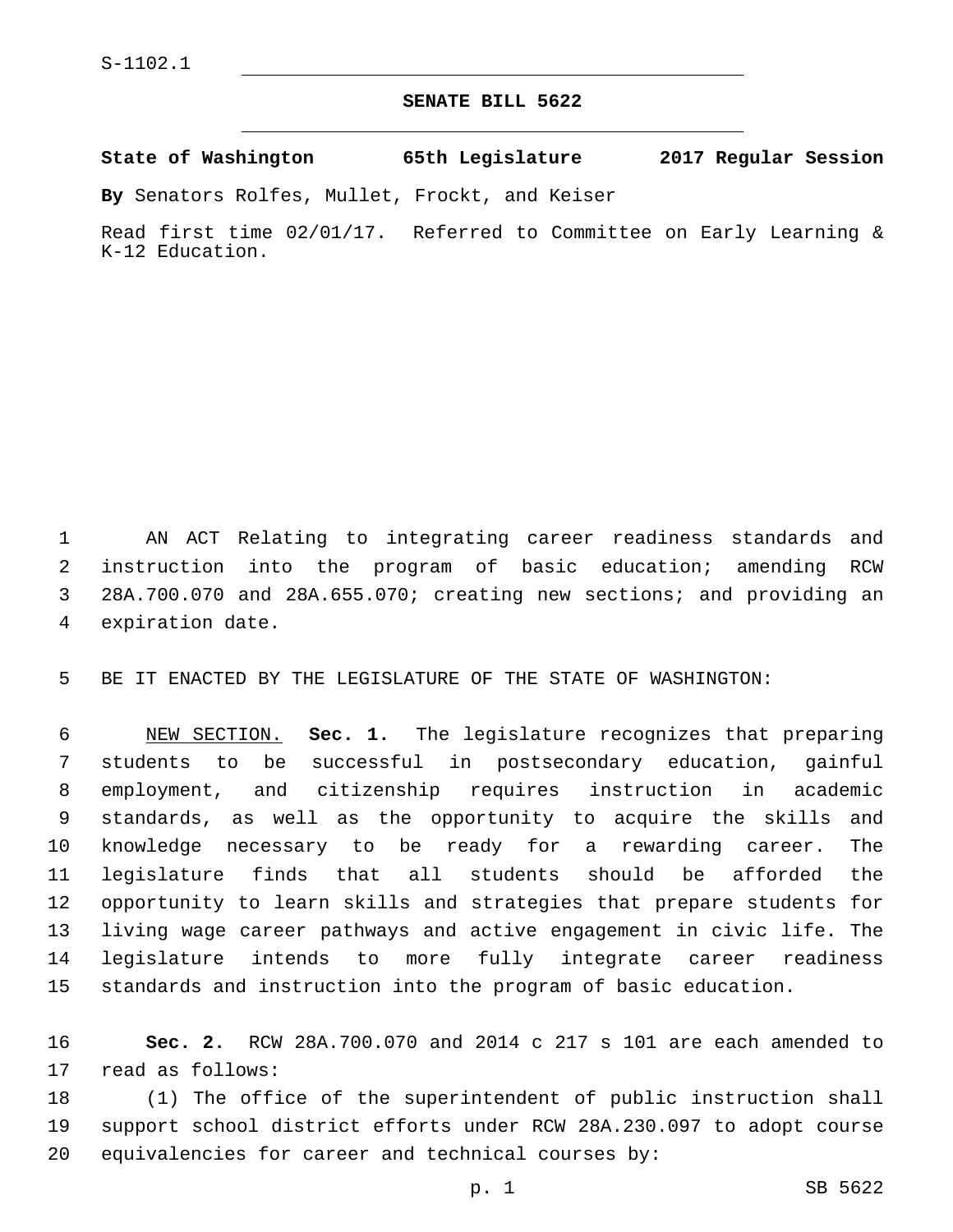S-1102.1

# SENATE BILL 5622

**State of Washington 65th Legislature 2017 Regular Session**

**By** Senators Rolfes, Mullet, Frockt, and Keiser

Read first time 02/01/17. Referred to Committee on Early Learning & K-12 Education.

AN ACT Relating to integrating career readiness standards and instruction into the program of basic education; amending RCW 28A.700.070 and 28A.655.070; creating new sections; and providing an expiration date.

BE IT ENACTED BY THE LEGISLATURE OF THE STATE OF WASHINGTON:

NEW SECTION. **Sec. 1.** The legislature recognizes that preparing students to be successful in postsecondary education, gainful employment, and citizenship requires instruction in academic standards, as well as the opportunity to acquire the skills and knowledge necessary to be ready for a rewarding career. The legislature finds that all students should be afforded the opportunity to learn skills and strategies that prepare students for living wage career pathways and active engagement in civic life. The legislature intends to more fully integrate career readiness standards and instruction into the program of basic education.

**Sec. 2.** RCW 28A.700.070 and 2014 c 217 s 101 are each amended to read as follows:

(1) The office of the superintendent of public instruction shall support school district efforts under RCW 28A.230.097 to adopt course equivalencies for career and technical courses by: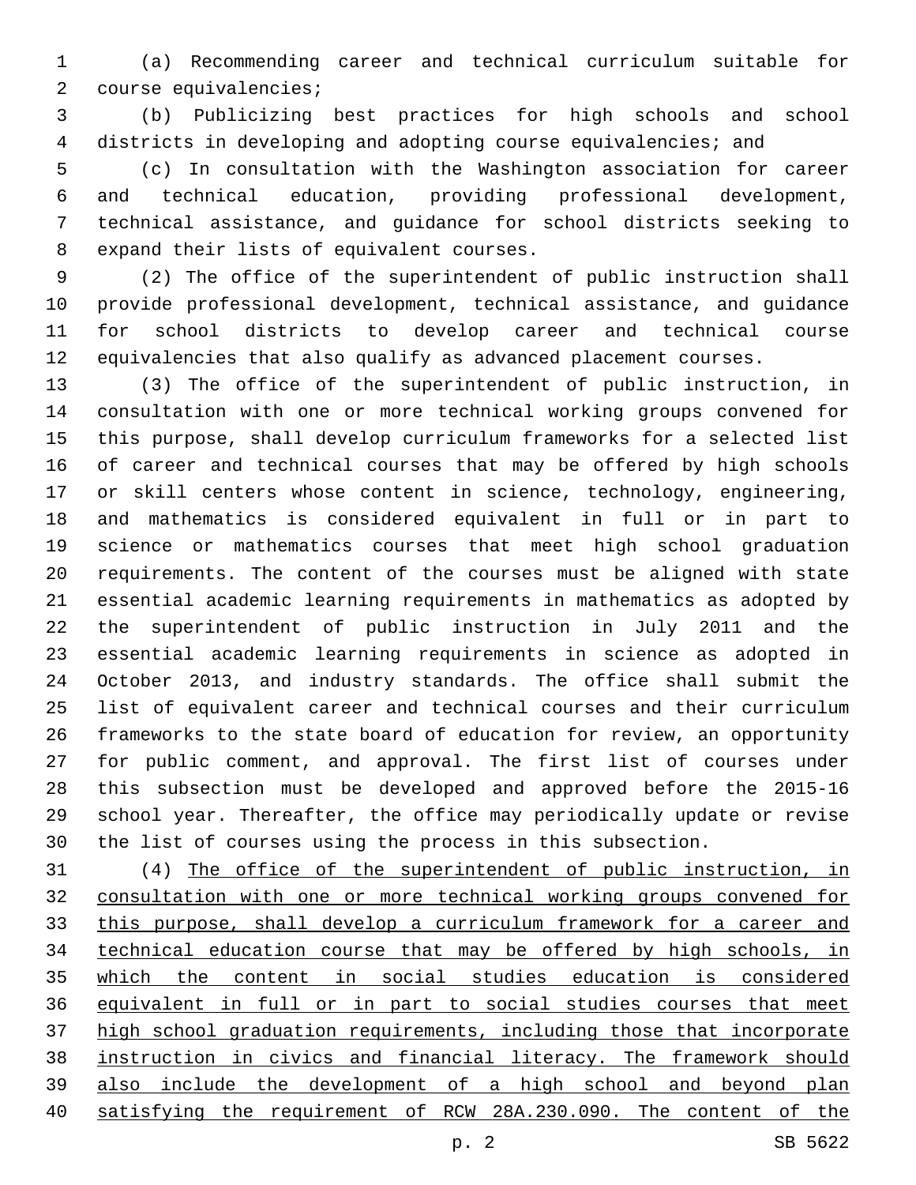(a) Recommending career and technical curriculum suitable for course equivalencies;

(b) Publicizing best practices for high schools and school districts in developing and adopting course equivalencies; and

(c) In consultation with the Washington association for career and technical education, providing professional development, technical assistance, and guidance for school districts seeking to expand their lists of equivalent courses.

(2) The office of the superintendent of public instruction shall provide professional development, technical assistance, and guidance for school districts to develop career and technical course equivalencies that also qualify as advanced placement courses.

(3) The office of the superintendent of public instruction, in consultation with one or more technical working groups convened for this purpose, shall develop curriculum frameworks for a selected list of career and technical courses that may be offered by high schools or skill centers whose content in science, technology, engineering, and mathematics is considered equivalent in full or in part to science or mathematics courses that meet high school graduation requirements. The content of the courses must be aligned with state essential academic learning requirements in mathematics as adopted by the superintendent of public instruction in July 2011 and the essential academic learning requirements in science as adopted in October 2013, and industry standards. The office shall submit the list of equivalent career and technical courses and their curriculum frameworks to the state board of education for review, an opportunity for public comment, and approval. The first list of courses under this subsection must be developed and approved before the 2015-16 school year. Thereafter, the office may periodically update or revise the list of courses using the process in this subsection.

(4) <u>The office of the superintendent of public instruction, in consultation with one or more technical working groups convened for this purpose, shall develop a curriculum framework for a career and technical education course that may be offered by high schools, in which the content in social studies education is considered equivalent in full or in part to social studies courses that meet high school graduation requirements, including those that incorporate instruction in civics and financial literacy. The framework should also include the development of a high school and beyond plan satisfying the requirement of RCW 28A.230.090. The content of the</u>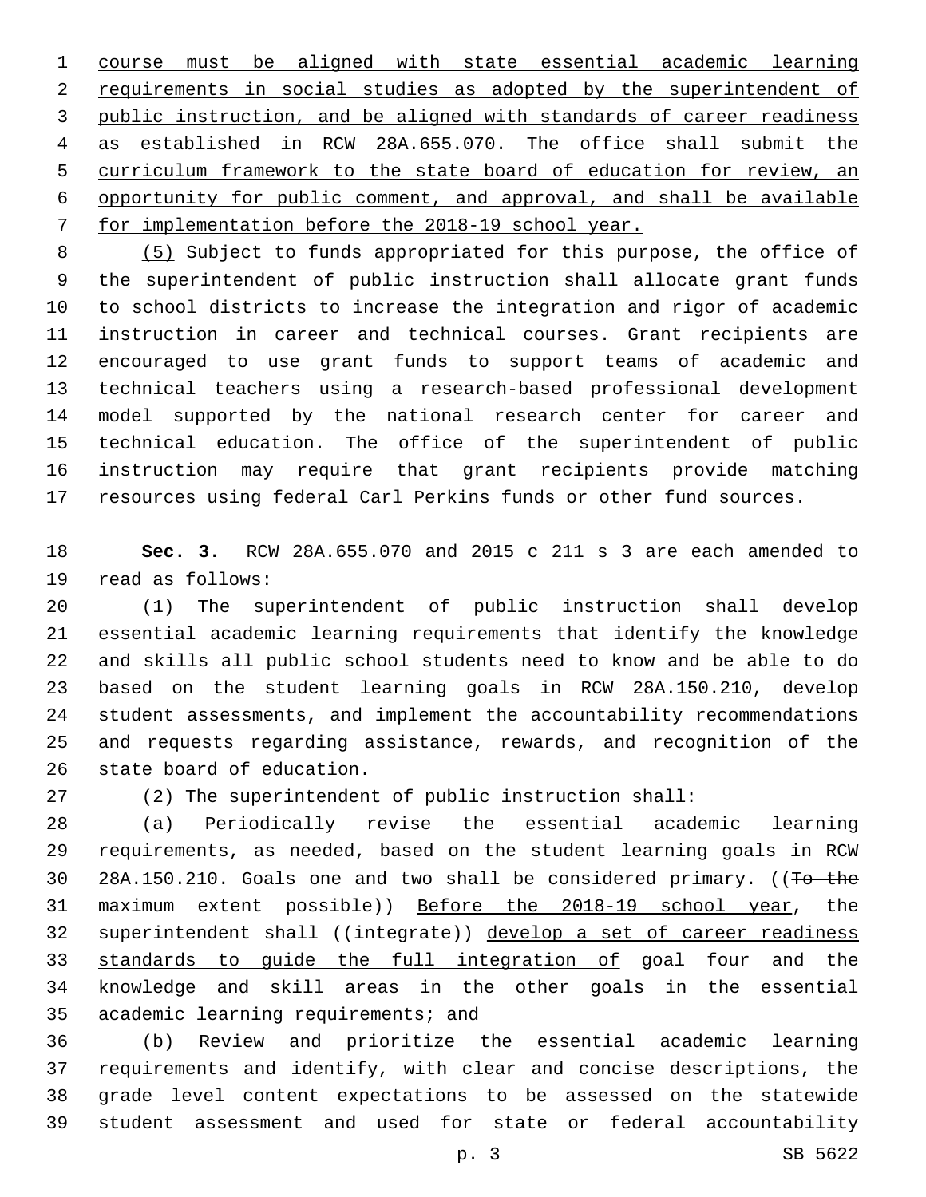course must be aligned with state essential academic learning requirements in social studies as adopted by the superintendent of public instruction, and be aligned with standards of career readiness as established in RCW 28A.655.070. The office shall submit the curriculum framework to the state board of education for review, an opportunity for public comment, and approval, and shall be available for implementation before the 2018-19 school year.

(5) Subject to funds appropriated for this purpose, the office of the superintendent of public instruction shall allocate grant funds to school districts to increase the integration and rigor of academic instruction in career and technical courses. Grant recipients are encouraged to use grant funds to support teams of academic and technical teachers using a research-based professional development model supported by the national research center for career and technical education. The office of the superintendent of public instruction may require that grant recipients provide matching resources using federal Carl Perkins funds or other fund sources.

**Sec. 3.** RCW 28A.655.070 and 2015 c 211 s 3 are each amended to read as follows:

(1) The superintendent of public instruction shall develop essential academic learning requirements that identify the knowledge and skills all public school students need to know and be able to do based on the student learning goals in RCW 28A.150.210, develop student assessments, and implement the accountability recommendations and requests regarding assistance, rewards, and recognition of the state board of education.

(2) The superintendent of public instruction shall:

(a) Periodically revise the essential academic learning requirements, as needed, based on the student learning goals in RCW 28A.150.210. Goals one and two shall be considered primary. ((~~To the maximum extent possible~~)) Before the 2018-19 school year, the superintendent shall ((~~integrate~~)) develop a set of career readiness standards to guide the full integration of goal four and the knowledge and skill areas in the other goals in the essential academic learning requirements; and

(b) Review and prioritize the essential academic learning requirements and identify, with clear and concise descriptions, the grade level content expectations to be assessed on the statewide student assessment and used for state or federal accountability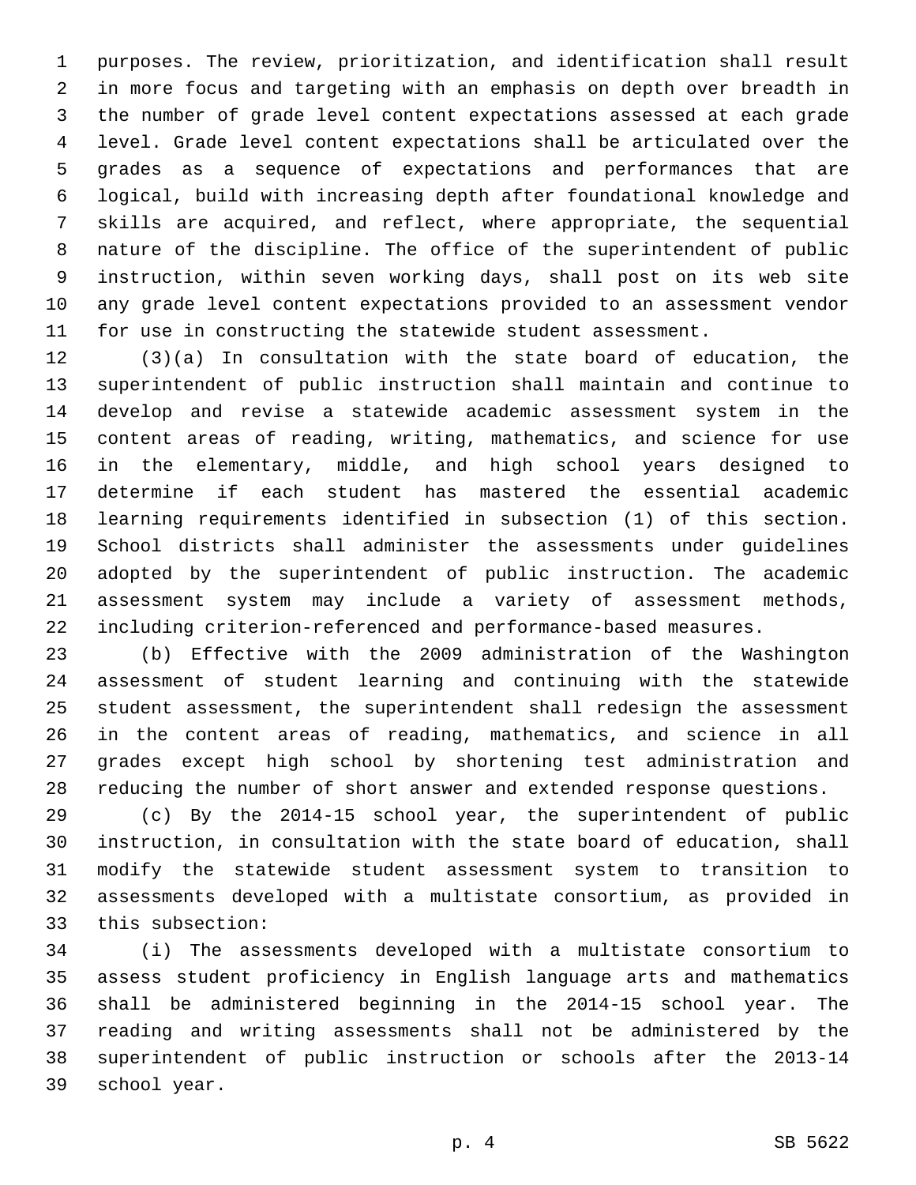purposes. The review, prioritization, and identification shall result in more focus and targeting with an emphasis on depth over breadth in the number of grade level content expectations assessed at each grade level. Grade level content expectations shall be articulated over the grades as a sequence of expectations and performances that are logical, build with increasing depth after foundational knowledge and skills are acquired, and reflect, where appropriate, the sequential nature of the discipline. The office of the superintendent of public instruction, within seven working days, shall post on its web site any grade level content expectations provided to an assessment vendor for use in constructing the statewide student assessment.

(3)(a) In consultation with the state board of education, the superintendent of public instruction shall maintain and continue to develop and revise a statewide academic assessment system in the content areas of reading, writing, mathematics, and science for use in the elementary, middle, and high school years designed to determine if each student has mastered the essential academic learning requirements identified in subsection (1) of this section. School districts shall administer the assessments under guidelines adopted by the superintendent of public instruction. The academic assessment system may include a variety of assessment methods, including criterion-referenced and performance-based measures.

(b) Effective with the 2009 administration of the Washington assessment of student learning and continuing with the statewide student assessment, the superintendent shall redesign the assessment in the content areas of reading, mathematics, and science in all grades except high school by shortening test administration and reducing the number of short answer and extended response questions.

(c) By the 2014-15 school year, the superintendent of public instruction, in consultation with the state board of education, shall modify the statewide student assessment system to transition to assessments developed with a multistate consortium, as provided in this subsection:

(i) The assessments developed with a multistate consortium to assess student proficiency in English language arts and mathematics shall be administered beginning in the 2014-15 school year. The reading and writing assessments shall not be administered by the superintendent of public instruction or schools after the 2013-14 school year.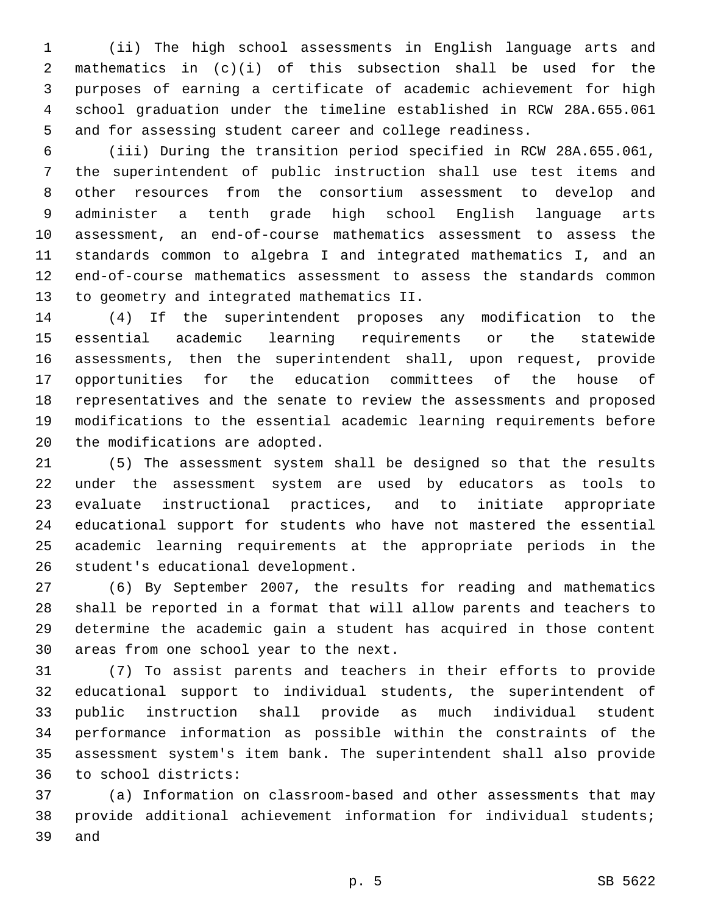(ii) The high school assessments in English language arts and mathematics in (c)(i) of this subsection shall be used for the purposes of earning a certificate of academic achievement for high school graduation under the timeline established in RCW 28A.655.061 and for assessing student career and college readiness.

(iii) During the transition period specified in RCW 28A.655.061, the superintendent of public instruction shall use test items and other resources from the consortium assessment to develop and administer a tenth grade high school English language arts assessment, an end-of-course mathematics assessment to assess the standards common to algebra I and integrated mathematics I, and an end-of-course mathematics assessment to assess the standards common to geometry and integrated mathematics II.

(4) If the superintendent proposes any modification to the essential academic learning requirements or the statewide assessments, then the superintendent shall, upon request, provide opportunities for the education committees of the house of representatives and the senate to review the assessments and proposed modifications to the essential academic learning requirements before the modifications are adopted.

(5) The assessment system shall be designed so that the results under the assessment system are used by educators as tools to evaluate instructional practices, and to initiate appropriate educational support for students who have not mastered the essential academic learning requirements at the appropriate periods in the student's educational development.

(6) By September 2007, the results for reading and mathematics shall be reported in a format that will allow parents and teachers to determine the academic gain a student has acquired in those content areas from one school year to the next.

(7) To assist parents and teachers in their efforts to provide educational support to individual students, the superintendent of public instruction shall provide as much individual student performance information as possible within the constraints of the assessment system's item bank. The superintendent shall also provide to school districts:

(a) Information on classroom-based and other assessments that may provide additional achievement information for individual students; and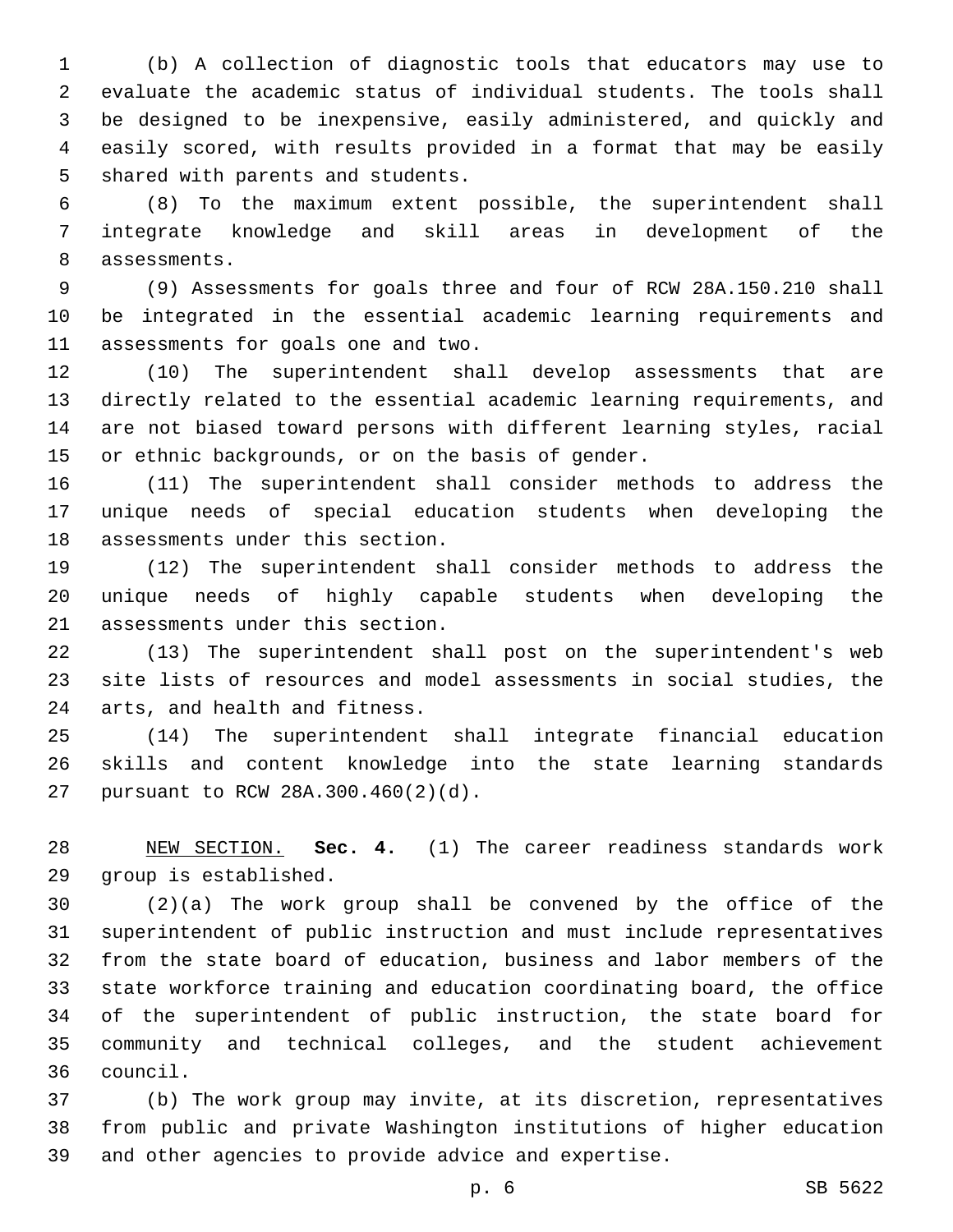(b) A collection of diagnostic tools that educators may use to evaluate the academic status of individual students. The tools shall be designed to be inexpensive, easily administered, and quickly and easily scored, with results provided in a format that may be easily shared with parents and students.

(8) To the maximum extent possible, the superintendent shall integrate knowledge and skill areas in development of the assessments.

(9) Assessments for goals three and four of RCW 28A.150.210 shall be integrated in the essential academic learning requirements and assessments for goals one and two.

(10) The superintendent shall develop assessments that are directly related to the essential academic learning requirements, and are not biased toward persons with different learning styles, racial or ethnic backgrounds, or on the basis of gender.

(11) The superintendent shall consider methods to address the unique needs of special education students when developing the assessments under this section.

(12) The superintendent shall consider methods to address the unique needs of highly capable students when developing the assessments under this section.

(13) The superintendent shall post on the superintendent's web site lists of resources and model assessments in social studies, the arts, and health and fitness.

(14) The superintendent shall integrate financial education skills and content knowledge into the state learning standards pursuant to RCW 28A.300.460(2)(d).

NEW SECTION. **Sec. 4.** (1) The career readiness standards work group is established.

(2)(a) The work group shall be convened by the office of the superintendent of public instruction and must include representatives from the state board of education, business and labor members of the state workforce training and education coordinating board, the office of the superintendent of public instruction, the state board for community and technical colleges, and the student achievement council.

(b) The work group may invite, at its discretion, representatives from public and private Washington institutions of higher education and other agencies to provide advice and expertise.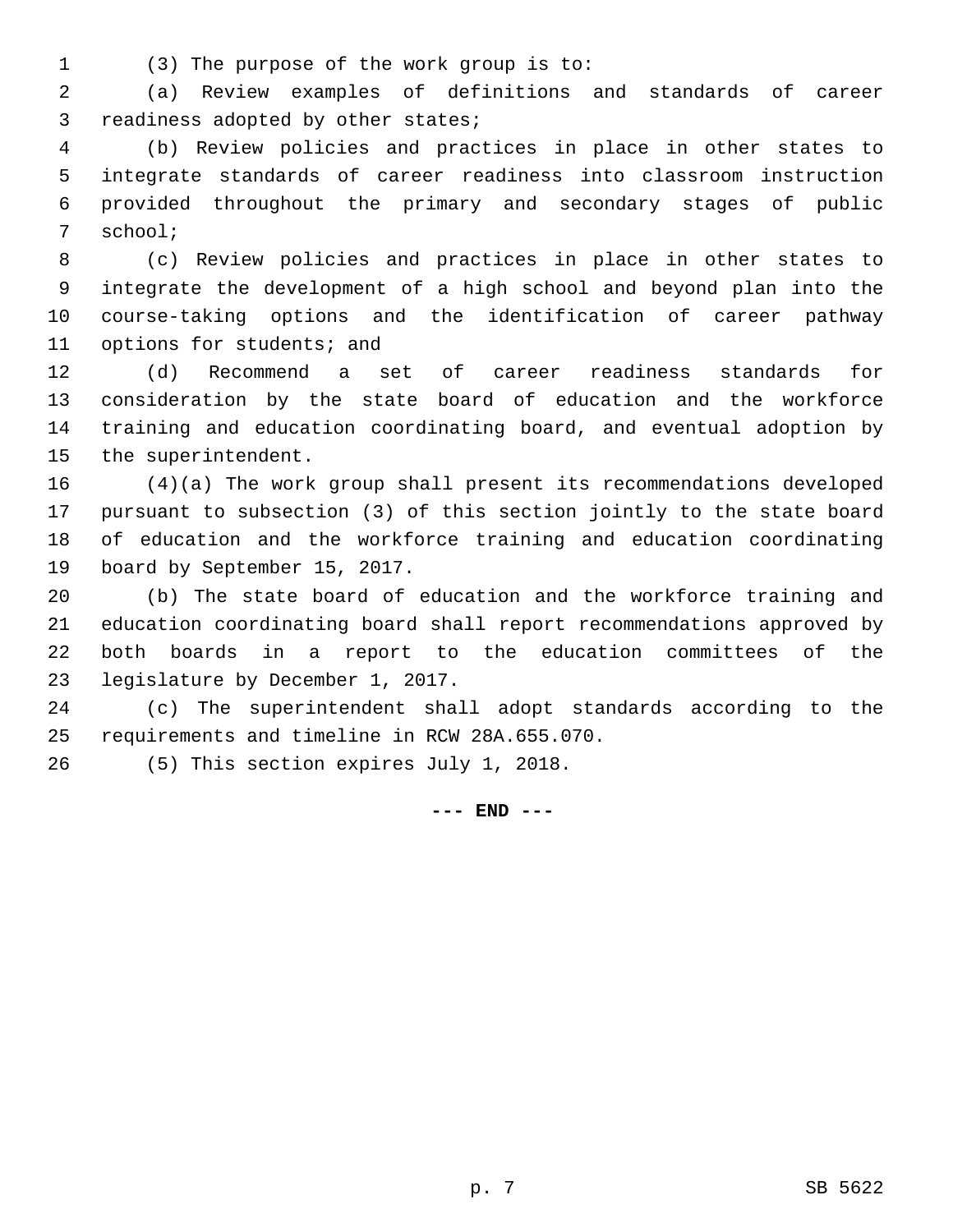(3) The purpose of the work group is to:

(a) Review examples of definitions and standards of career readiness adopted by other states;

(b) Review policies and practices in place in other states to integrate standards of career readiness into classroom instruction provided throughout the primary and secondary stages of public school;

(c) Review policies and practices in place in other states to integrate the development of a high school and beyond plan into the course-taking options and the identification of career pathway options for students; and

(d) Recommend a set of career readiness standards for consideration by the state board of education and the workforce training and education coordinating board, and eventual adoption by the superintendent.

(4)(a) The work group shall present its recommendations developed pursuant to subsection (3) of this section jointly to the state board of education and the workforce training and education coordinating board by September 15, 2017.

(b) The state board of education and the workforce training and education coordinating board shall report recommendations approved by both boards in a report to the education committees of the legislature by December 1, 2017.

(c) The superintendent shall adopt standards according to the requirements and timeline in RCW 28A.655.070.

(5) This section expires July 1, 2018.

**--- END ---**